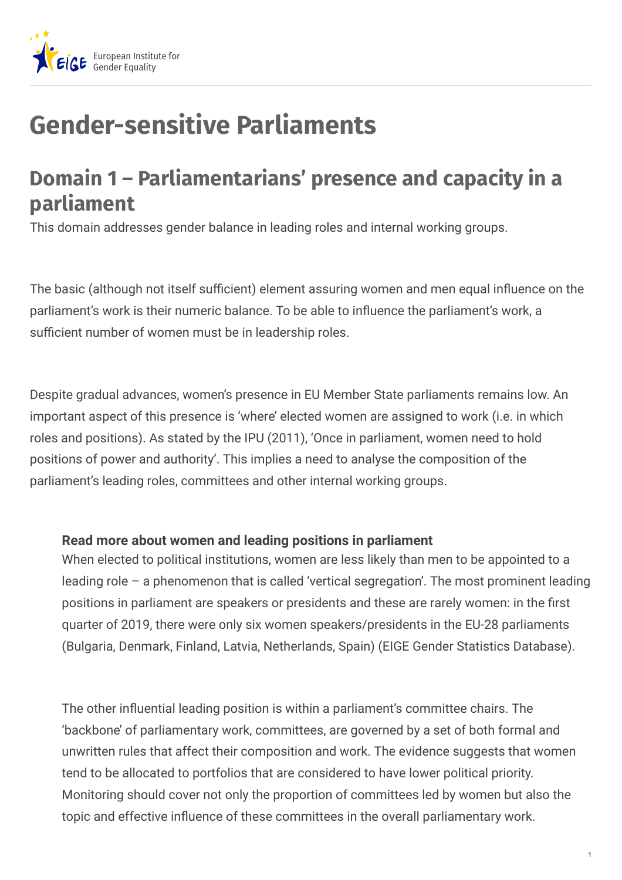European Institute for Gender Equality

# Gender-sensitive Parliaments

## Domain 1 – Parliamentarians' presence and capacity in a parliament

This domain addresses gender balance in leading roles and internal working groups.

The basic (although not itself sufficient) element assuring women and men equal influence on the parliament's work is their numeric balance. To be able to influence the parliament's work, a sufficient number of women must be in leadership roles.

Despite gradual advances, women's presence in EU Member State parliaments remains low. An important aspect of this presence is 'where' elected women are assigned to work (i.e. in which roles and positions). As stated by the IPU (2011), 'Once in parliament, women need to hold positions of power and authority'. This implies a need to analyse the composition of the parliament's leading roles, committees and other internal working groups.

**Read more about women and leading positions in parliament**

When elected to political institutions, women are less likely than men to be appointed to a leading role – a phenomenon that is called 'vertical segregation'. The most prominent leading positions in parliament are speakers or presidents and these are rarely women: in the first quarter of 2019, there were only six women speakers/presidents in the EU-28 parliaments (Bulgaria, Denmark, Finland, Latvia, Netherlands, Spain) (EIGE Gender Statistics Database).

The other influential leading position is within a parliament's committee chairs. The 'backbone' of parliamentary work, committees, are governed by a set of both formal and unwritten rules that affect their composition and work. The evidence suggests that women tend to be allocated to portfolios that are considered to have lower political priority. Monitoring should cover not only the proportion of committees led by women but also the topic and effective influence of these committees in the overall parliamentary work.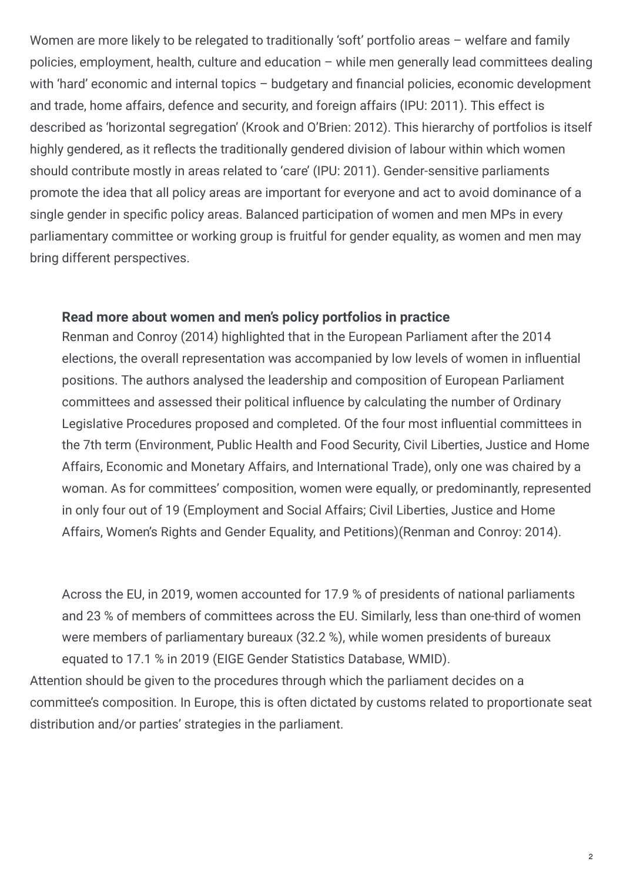Women are more likely to be relegated to traditionally 'soft' portfolio areas – welfare and family policies, employment, health, culture and education – while men generally lead committees dealing with 'hard' economic and internal topics – budgetary and financial policies, economic development and trade, home affairs, defence and security, and foreign affairs (IPU: 2011). This effect is described as 'horizontal segregation' (Krook and O'Brien: 2012). This hierarchy of portfolios is itself highly gendered, as it reflects the traditionally gendered division of labour within which women should contribute mostly in areas related to 'care' (IPU: 2011). Gender-sensitive parliaments promote the idea that all policy areas are important for everyone and act to avoid dominance of a single gender in specific policy areas. Balanced participation of women and men MPs in every parliamentary committee or working group is fruitful for gender equality, as women and men may bring different perspectives.

**Read more about women and men's policy portfolios in practice**

Renman and Conroy (2014) highlighted that in the European Parliament after the 2014 elections, the overall representation was accompanied by low levels of women in influential positions. The authors analysed the leadership and composition of European Parliament committees and assessed their political influence by calculating the number of Ordinary Legislative Procedures proposed and completed. Of the four most influential committees in the 7th term (Environment, Public Health and Food Security, Civil Liberties, Justice and Home Affairs, Economic and Monetary Affairs, and International Trade), only one was chaired by a woman. As for committees' composition, women were equally, or predominantly, represented in only four out of 19 (Employment and Social Affairs; Civil Liberties, Justice and Home Affairs, Women's Rights and Gender Equality, and Petitions)(Renman and Conroy: 2014).

Across the EU, in 2019, women accounted for 17.9 % of presidents of national parliaments and 23 % of members of committees across the EU. Similarly, less than one-third of women were members of parliamentary bureaux (32.2 %), while women presidents of bureaux equated to 17.1 % in 2019 (EIGE Gender Statistics Database, WMID).

Attention should be given to the procedures through which the parliament decides on a committee's composition. In Europe, this is often dictated by customs related to proportionate seat distribution and/or parties' strategies in the parliament.